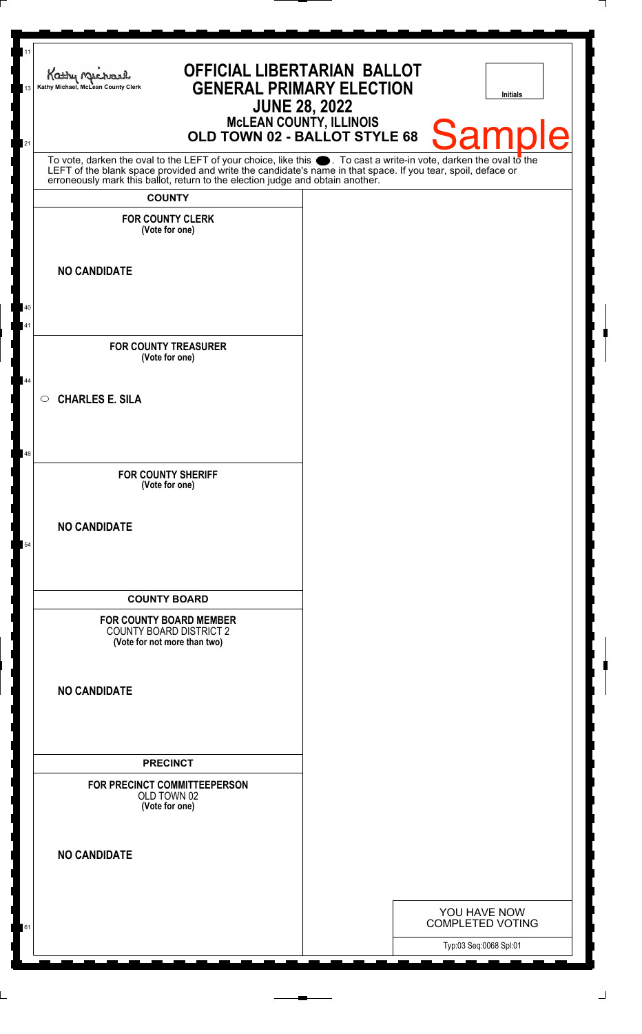Kathy Michael, McLean County Clerk

# OFFICIAL LIBERTARIAN BALLOT
## GENERAL PRIMARY ELECTION
## JUNE 28, 2022
### McLEAN COUNTY, ILLINOIS
### OLD TOWN 02 - BALLOT STYLE 68

Initials

Sample

To vote, darken the oval to the LEFT of your choice, like this ⬬. To cast a write-in vote, darken the oval to the LEFT of the blank space provided and write the candidate's name in that space. If you tear, spoil, deface or erroneously mark this ballot, return to the election judge and obtain another.

## COUNTY

**FOR COUNTY CLERK**
**(Vote for one)**

**NO CANDIDATE**

**FOR COUNTY TREASURER**
**(Vote for one)**

○ **CHARLES E. SILA**

**FOR COUNTY SHERIFF**
**(Vote for one)**

**NO CANDIDATE**

## COUNTY BOARD

**FOR COUNTY BOARD MEMBER**
COUNTY BOARD DISTRICT 2
**(Vote for not more than two)**

**NO CANDIDATE**

## PRECINCT

**FOR PRECINCT COMMITTEEPERSON**
OLD TOWN 02
**(Vote for one)**

**NO CANDIDATE**

YOU HAVE NOW COMPLETED VOTING

Typ:03 Seq:0068 Spl:01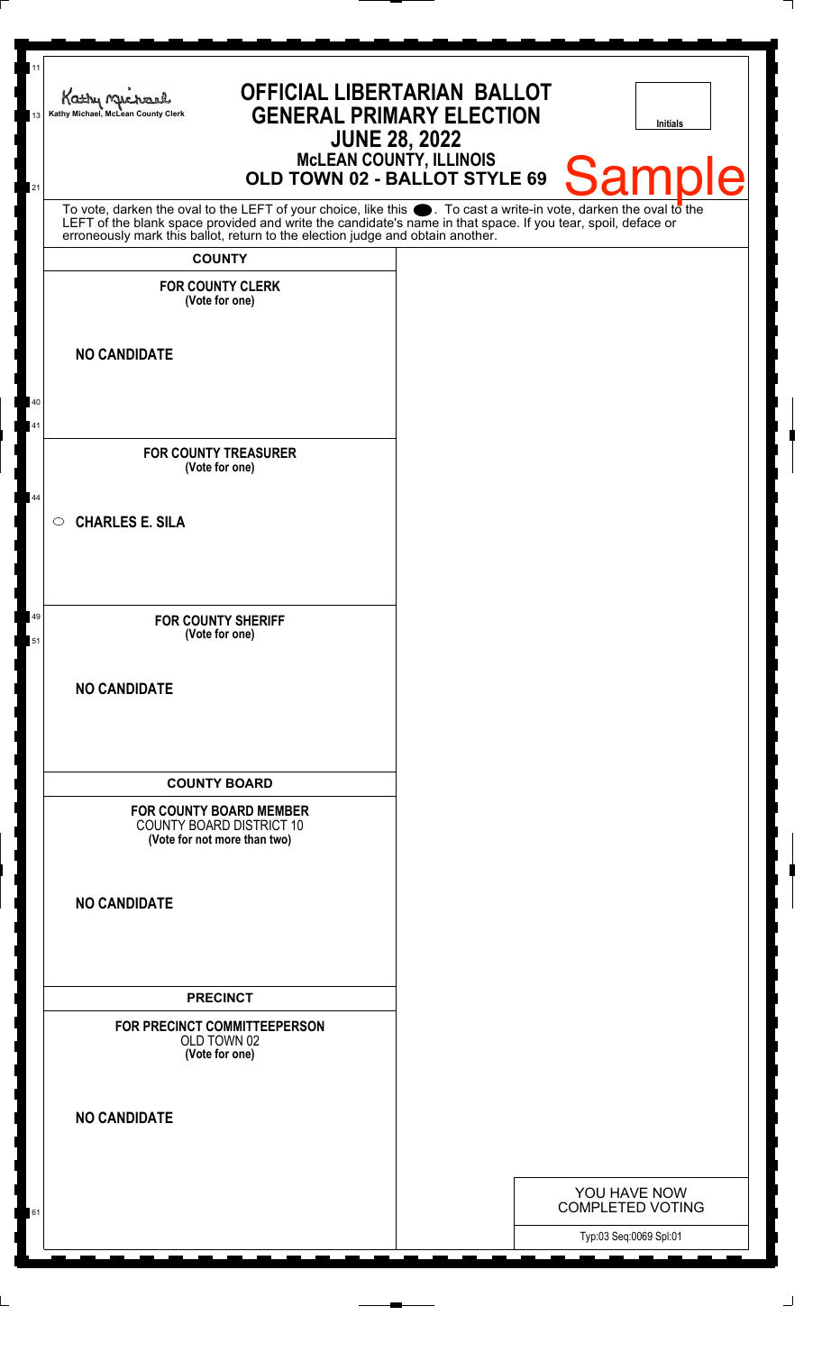Kathy Michael, McLean County Clerk

# OFFICIAL LIBERTARIAN BALLOT
## GENERAL PRIMARY ELECTION
## JUNE 28, 2022
### McLEAN COUNTY, ILLINOIS
### OLD TOWN 02 - BALLOT STYLE 69

Initials

Sample

To vote, darken the oval to the LEFT of your choice, like this ●. To cast a write-in vote, darken the oval to the LEFT of the blank space provided and write the candidate's name in that space. If you tear, spoil, deface or erroneously mark this ballot, return to the election judge and obtain another.

**COUNTY**

**FOR COUNTY CLERK**
**(Vote for one)**

**NO CANDIDATE**

**FOR COUNTY TREASURER**
**(Vote for one)**

○ **CHARLES E. SILA**

**FOR COUNTY SHERIFF**
**(Vote for one)**

**NO CANDIDATE**

**COUNTY BOARD**

**FOR COUNTY BOARD MEMBER**
COUNTY BOARD DISTRICT 10
**(Vote for not more than two)**

**NO CANDIDATE**

**PRECINCT**

**FOR PRECINCT COMMITTEEPERSON**
OLD TOWN 02
**(Vote for one)**

**NO CANDIDATE**

YOU HAVE NOW COMPLETED VOTING

Typ:03 Seq:0069 Spl:01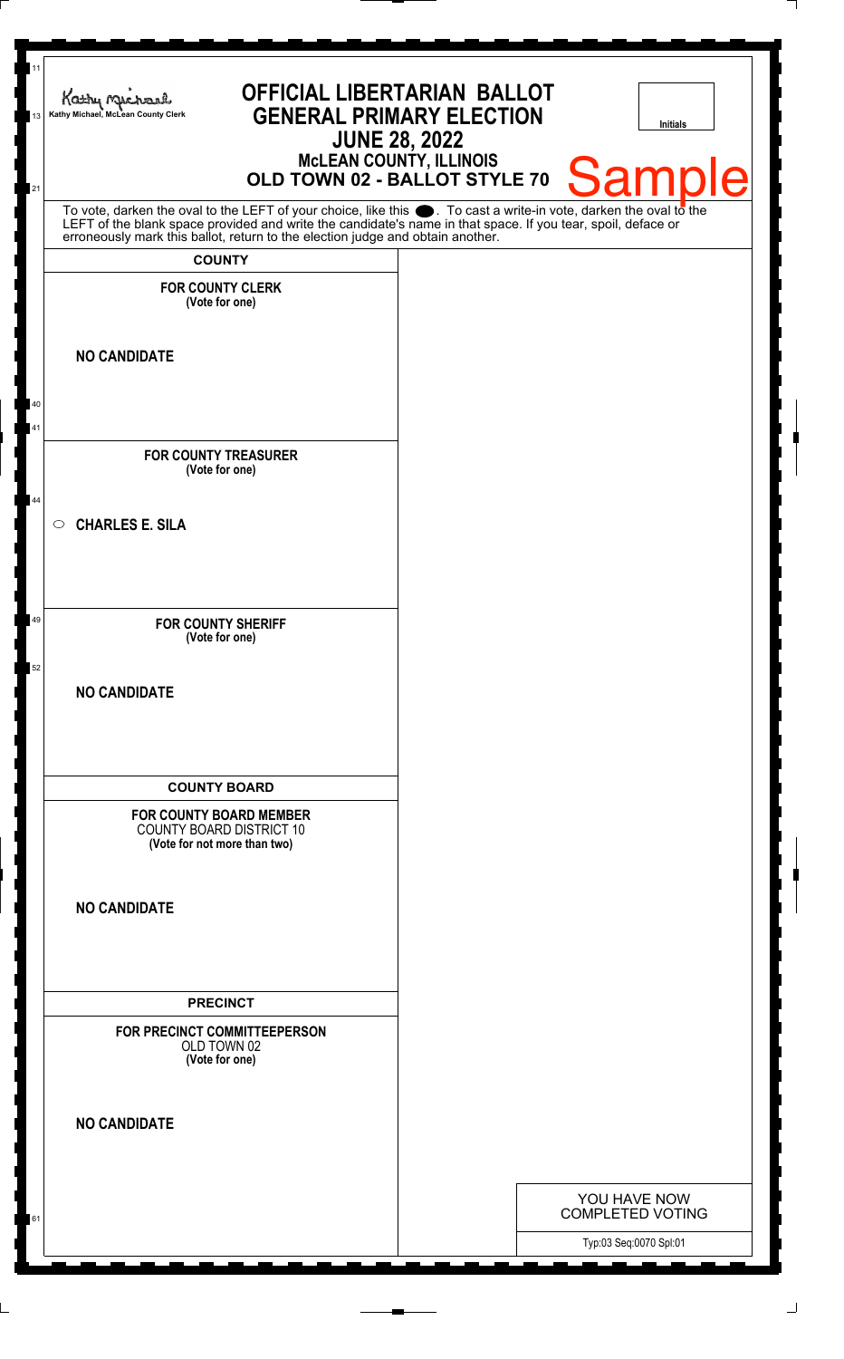Kathy Michael, McLean County Clerk

# OFFICIAL LIBERTARIAN BALLOT
## GENERAL PRIMARY ELECTION
## JUNE 28, 2022
### McLEAN COUNTY, ILLINOIS
### OLD TOWN 02 - BALLOT STYLE 70

Initials

Sample

To vote, darken the oval to the LEFT of your choice, like this ⬬. To cast a write-in vote, darken the oval to the LEFT of the blank space provided and write the candidate's name in that space. If you tear, spoil, deface or erroneously mark this ballot, return to the election judge and obtain another.

**COUNTY**

**FOR COUNTY CLERK**
**(Vote for one)**

**NO CANDIDATE**

**FOR COUNTY TREASURER**
**(Vote for one)**

○ **CHARLES E. SILA**

**FOR COUNTY SHERIFF**
**(Vote for one)**

**NO CANDIDATE**

**COUNTY BOARD**

**FOR COUNTY BOARD MEMBER**
COUNTY BOARD DISTRICT 10
**(Vote for not more than two)**

**NO CANDIDATE**

**PRECINCT**

**FOR PRECINCT COMMITTEEPERSON**
OLD TOWN 02
**(Vote for one)**

**NO CANDIDATE**

YOU HAVE NOW COMPLETED VOTING

Typ:03 Seq:0070 Spl:01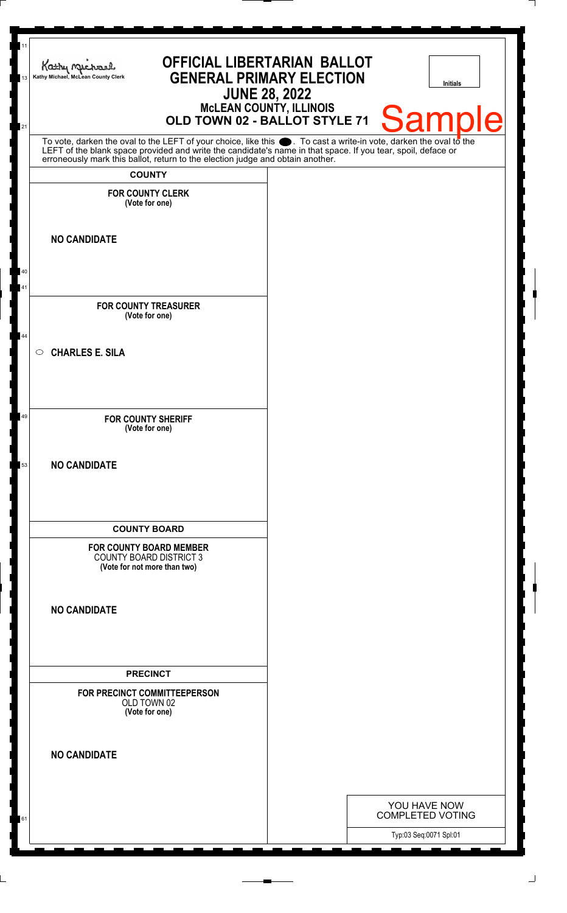Kathy Michael, McLean County Clerk

# OFFICIAL LIBERTARIAN BALLOT
## GENERAL PRIMARY ELECTION
## JUNE 28, 2022
### McLEAN COUNTY, ILLINOIS
### OLD TOWN 02 - BALLOT STYLE 71

Initials

Sample

To vote, darken the oval to the LEFT of your choice, like this ⬬. To cast a write-in vote, darken the oval to the LEFT of the blank space provided and write the candidate's name in that space. If you tear, spoil, deface or erroneously mark this ballot, return to the election judge and obtain another.

## COUNTY

**FOR COUNTY CLERK**
**(Vote for one)**

**NO CANDIDATE**

**FOR COUNTY TREASURER**
**(Vote for one)**

○ **CHARLES E. SILA**

**FOR COUNTY SHERIFF**
**(Vote for one)**

**NO CANDIDATE**

## COUNTY BOARD

**FOR COUNTY BOARD MEMBER**
COUNTY BOARD DISTRICT 3
**(Vote for not more than two)**

**NO CANDIDATE**

## PRECINCT

**FOR PRECINCT COMMITTEEPERSON**
OLD TOWN 02
**(Vote for one)**

**NO CANDIDATE**

YOU HAVE NOW COMPLETED VOTING

Typ:03 Seq:0071 Spl:01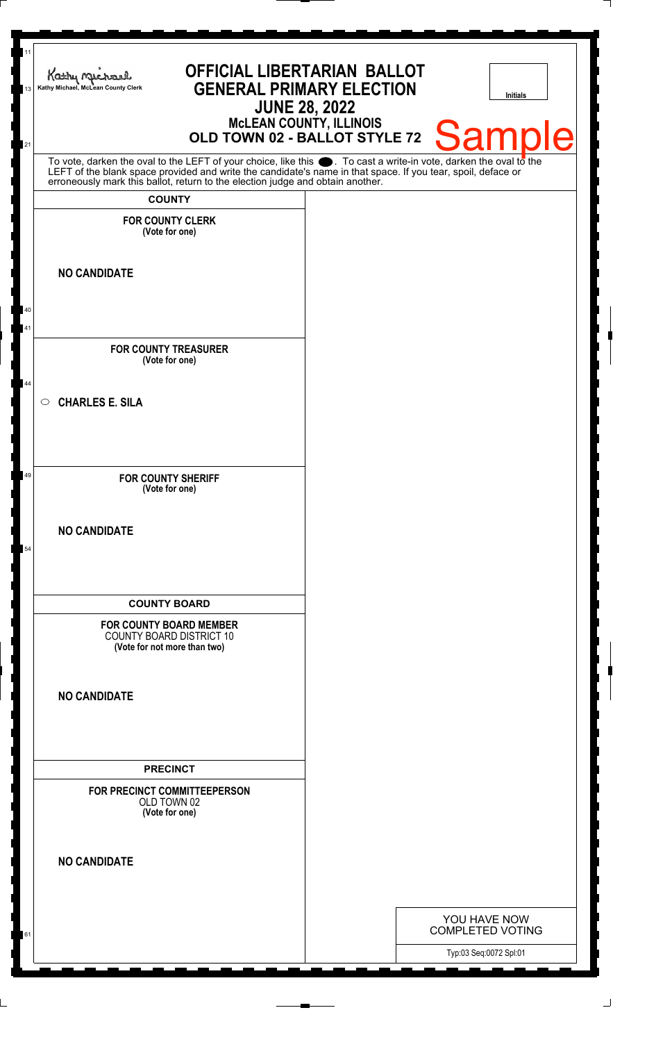Kathy Michael, McLean County Clerk

# OFFICIAL LIBERTARIAN BALLOT
## GENERAL PRIMARY ELECTION
## JUNE 28, 2022
### McLEAN COUNTY, ILLINOIS
### OLD TOWN 02 - BALLOT STYLE 72

Initials

Sample

To vote, darken the oval to the LEFT of your choice, like this ⬬. To cast a write-in vote, darken the oval to the LEFT of the blank space provided and write the candidate's name in that space. If you tear, spoil, deface or erroneously mark this ballot, return to the election judge and obtain another.

**COUNTY**

**FOR COUNTY CLERK**
**(Vote for one)**

**NO CANDIDATE**

**FOR COUNTY TREASURER**
**(Vote for one)**

○ **CHARLES E. SILA**

**FOR COUNTY SHERIFF**
**(Vote for one)**

**NO CANDIDATE**

**COUNTY BOARD**

**FOR COUNTY BOARD MEMBER**
COUNTY BOARD DISTRICT 10
**(Vote for not more than two)**

**NO CANDIDATE**

**PRECINCT**

**FOR PRECINCT COMMITTEEPERSON**
OLD TOWN 02
**(Vote for one)**

**NO CANDIDATE**

YOU HAVE NOW COMPLETED VOTING

Typ:03 Seq:0072 Spl:01